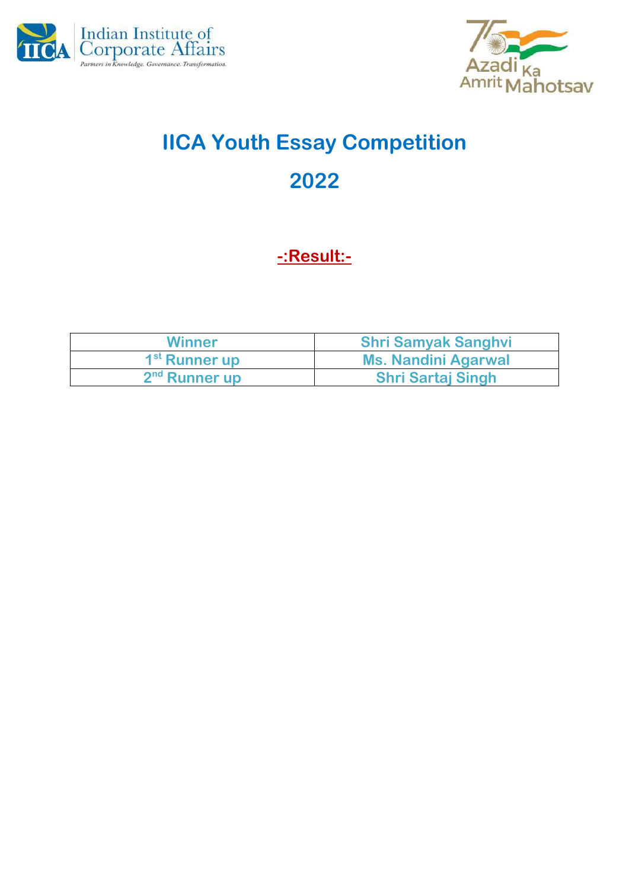# IICA Youth Essay Competition

# 2022

## -:Result:-

| Winner | Shri Samyak Sanghvi |
|---|---|
| 1st Runner up | Ms. Nandini Agarwal |
| 2nd Runner up | Shri Sartaj Singh |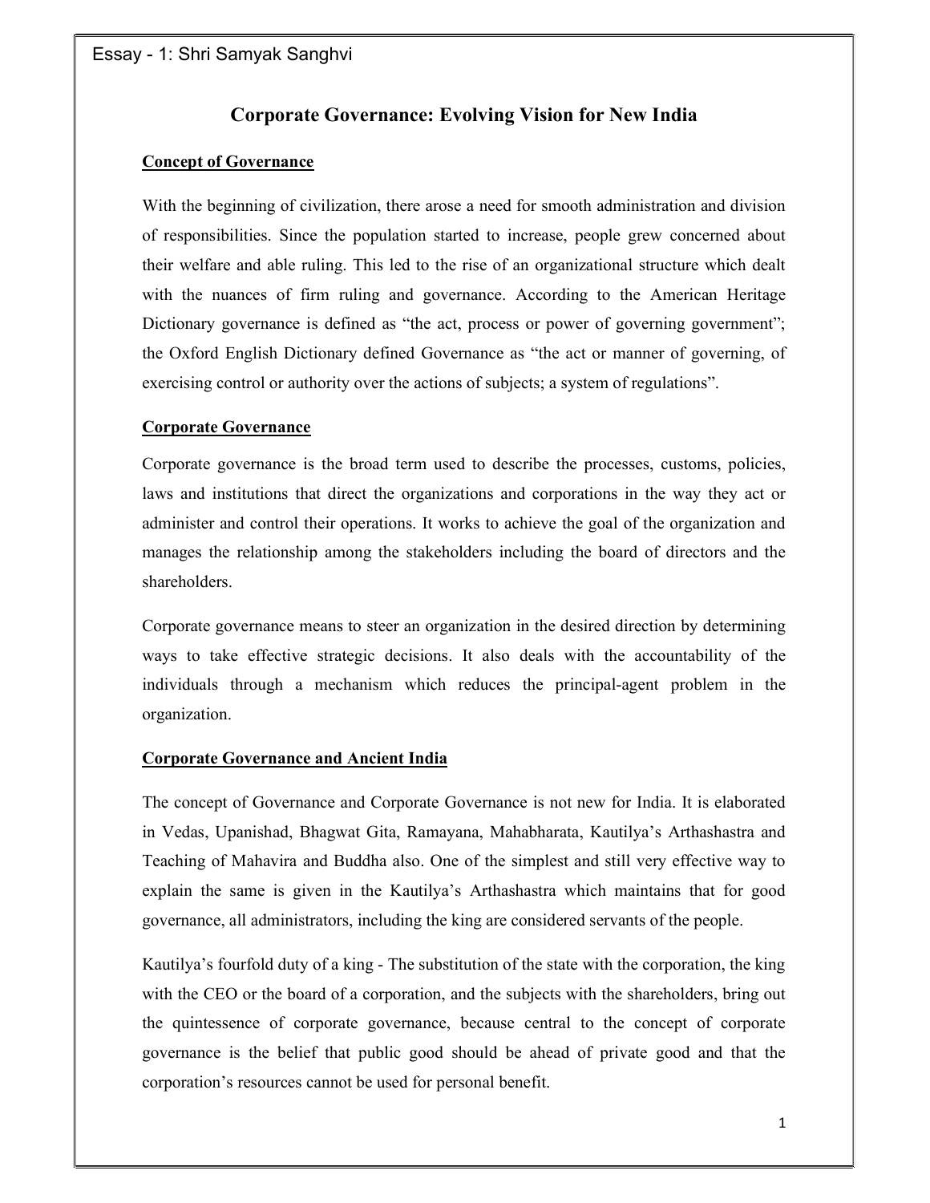Essay - 1: Shri Samyak Sanghvi

# Corporate Governance: Evolving Vision for New India

## Concept of Governance

With the beginning of civilization, there arose a need for smooth administration and division of responsibilities. Since the population started to increase, people grew concerned about their welfare and able ruling. This led to the rise of an organizational structure which dealt with the nuances of firm ruling and governance. According to the American Heritage Dictionary governance is defined as "the act, process or power of governing government"; the Oxford English Dictionary defined Governance as "the act or manner of governing, of exercising control or authority over the actions of subjects; a system of regulations".

## Corporate Governance

Corporate governance is the broad term used to describe the processes, customs, policies, laws and institutions that direct the organizations and corporations in the way they act or administer and control their operations. It works to achieve the goal of the organization and manages the relationship among the stakeholders including the board of directors and the shareholders.

Corporate governance means to steer an organization in the desired direction by determining ways to take effective strategic decisions. It also deals with the accountability of the individuals through a mechanism which reduces the principal-agent problem in the organization.

## Corporate Governance and Ancient India

The concept of Governance and Corporate Governance is not new for India. It is elaborated in Vedas, Upanishad, Bhagwat Gita, Ramayana, Mahabharata, Kautilya's Arthashastra and Teaching of Mahavira and Buddha also. One of the simplest and still very effective way to explain the same is given in the Kautilya's Arthashastra which maintains that for good governance, all administrators, including the king are considered servants of the people.

Kautilya's fourfold duty of a king - The substitution of the state with the corporation, the king with the CEO or the board of a corporation, and the subjects with the shareholders, bring out the quintessence of corporate governance, because central to the concept of corporate governance is the belief that public good should be ahead of private good and that the corporation's resources cannot be used for personal benefit.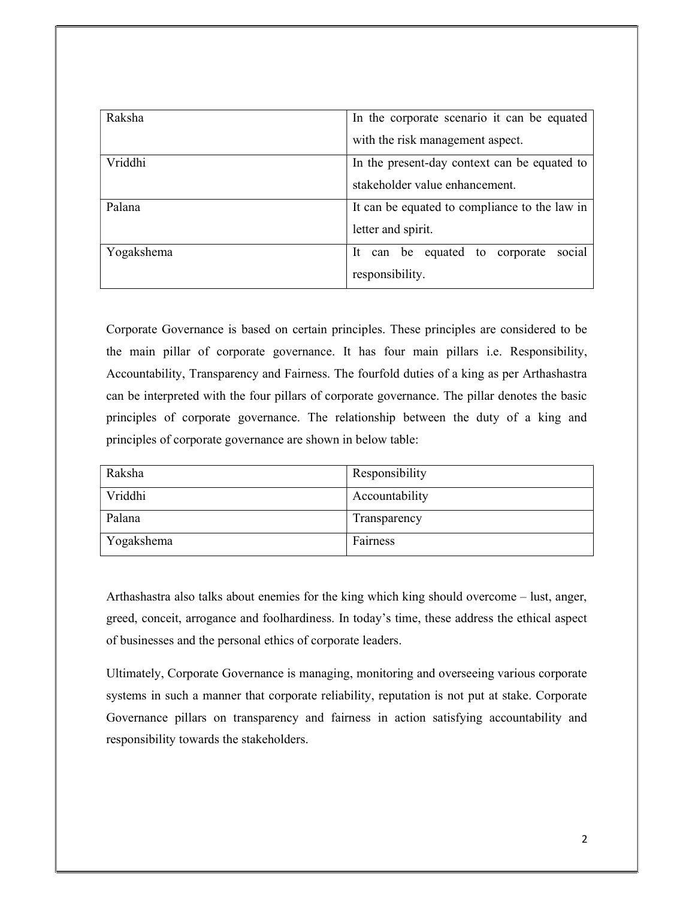| Raksha | In the corporate scenario it can be equated with the risk management aspect. |
| --- | --- |
| Vriddhi | In the present-day context can be equated to stakeholder value enhancement. |
| Palana | It can be equated to compliance to the law in letter and spirit. |
| Yogakshema | It can be equated to corporate social responsibility. |

Corporate Governance is based on certain principles. These principles are considered to be the main pillar of corporate governance. It has four main pillars i.e. Responsibility, Accountability, Transparency and Fairness. The fourfold duties of a king as per Arthashastra can be interpreted with the four pillars of corporate governance. The pillar denotes the basic principles of corporate governance. The relationship between the duty of a king and principles of corporate governance are shown in below table:

| Raksha | Responsibility |
| --- | --- |
| Vriddhi | Accountability |
| Palana | Transparency |
| Yogakshema | Fairness |

Arthashastra also talks about enemies for the king which king should overcome – lust, anger, greed, conceit, arrogance and foolhardiness. In today's time, these address the ethical aspect of businesses and the personal ethics of corporate leaders.

Ultimately, Corporate Governance is managing, monitoring and overseeing various corporate systems in such a manner that corporate reliability, reputation is not put at stake. Corporate Governance pillars on transparency and fairness in action satisfying accountability and responsibility towards the stakeholders.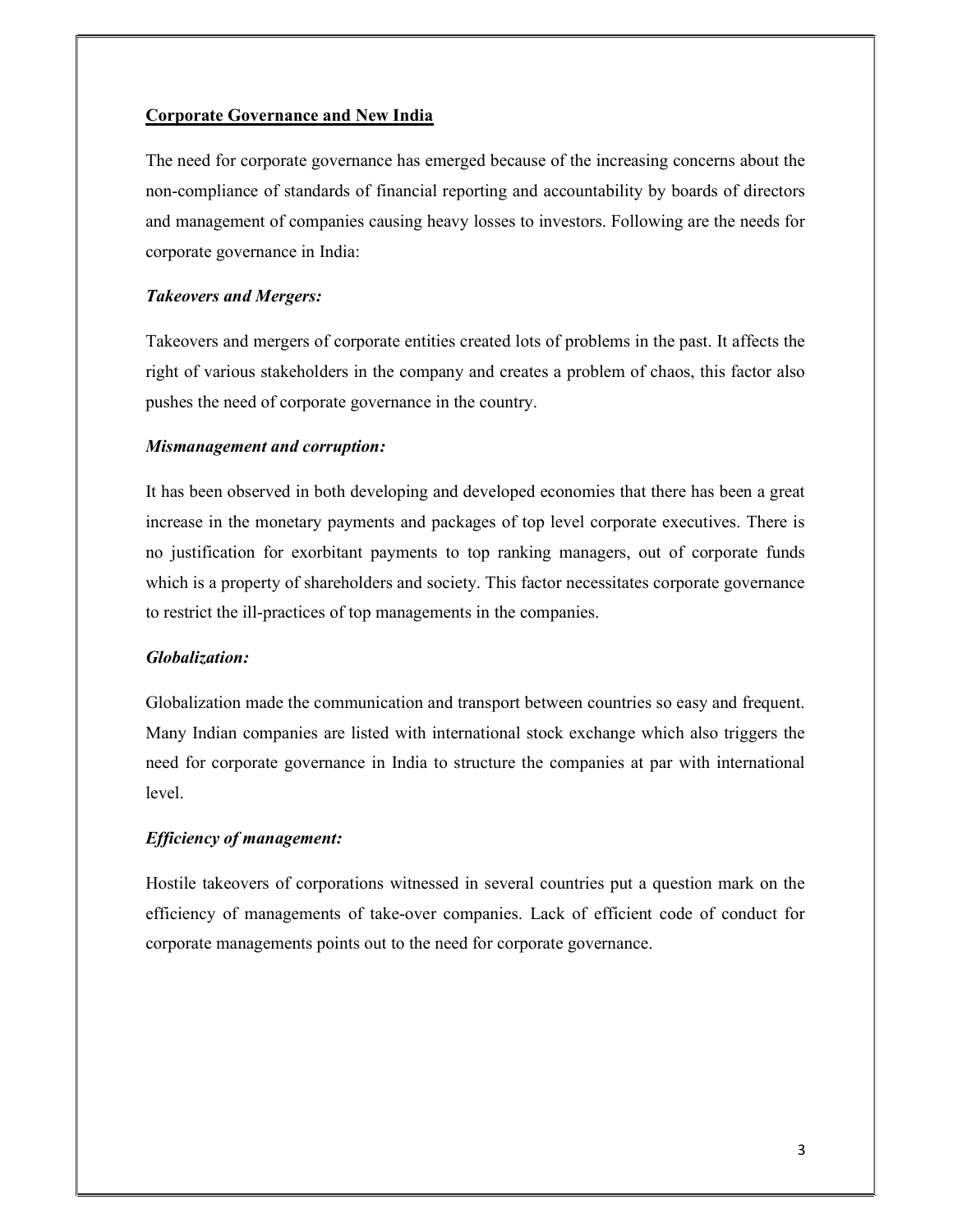## Corporate Governance and New India

The need for corporate governance has emerged because of the increasing concerns about the non-compliance of standards of financial reporting and accountability by boards of directors and management of companies causing heavy losses to investors. Following are the needs for corporate governance in India:

### *Takeovers and Mergers:*

Takeovers and mergers of corporate entities created lots of problems in the past. It affects the right of various stakeholders in the company and creates a problem of chaos, this factor also pushes the need of corporate governance in the country.

### *Mismanagement and corruption:*

It has been observed in both developing and developed economies that there has been a great increase in the monetary payments and packages of top level corporate executives. There is no justification for exorbitant payments to top ranking managers, out of corporate funds which is a property of shareholders and society. This factor necessitates corporate governance to restrict the ill-practices of top managements in the companies.

### *Globalization:*

Globalization made the communication and transport between countries so easy and frequent. Many Indian companies are listed with international stock exchange which also triggers the need for corporate governance in India to structure the companies at par with international level.

### *Efficiency of management:*

Hostile takeovers of corporations witnessed in several countries put a question mark on the efficiency of managements of take-over companies. Lack of efficient code of conduct for corporate managements points out to the need for corporate governance.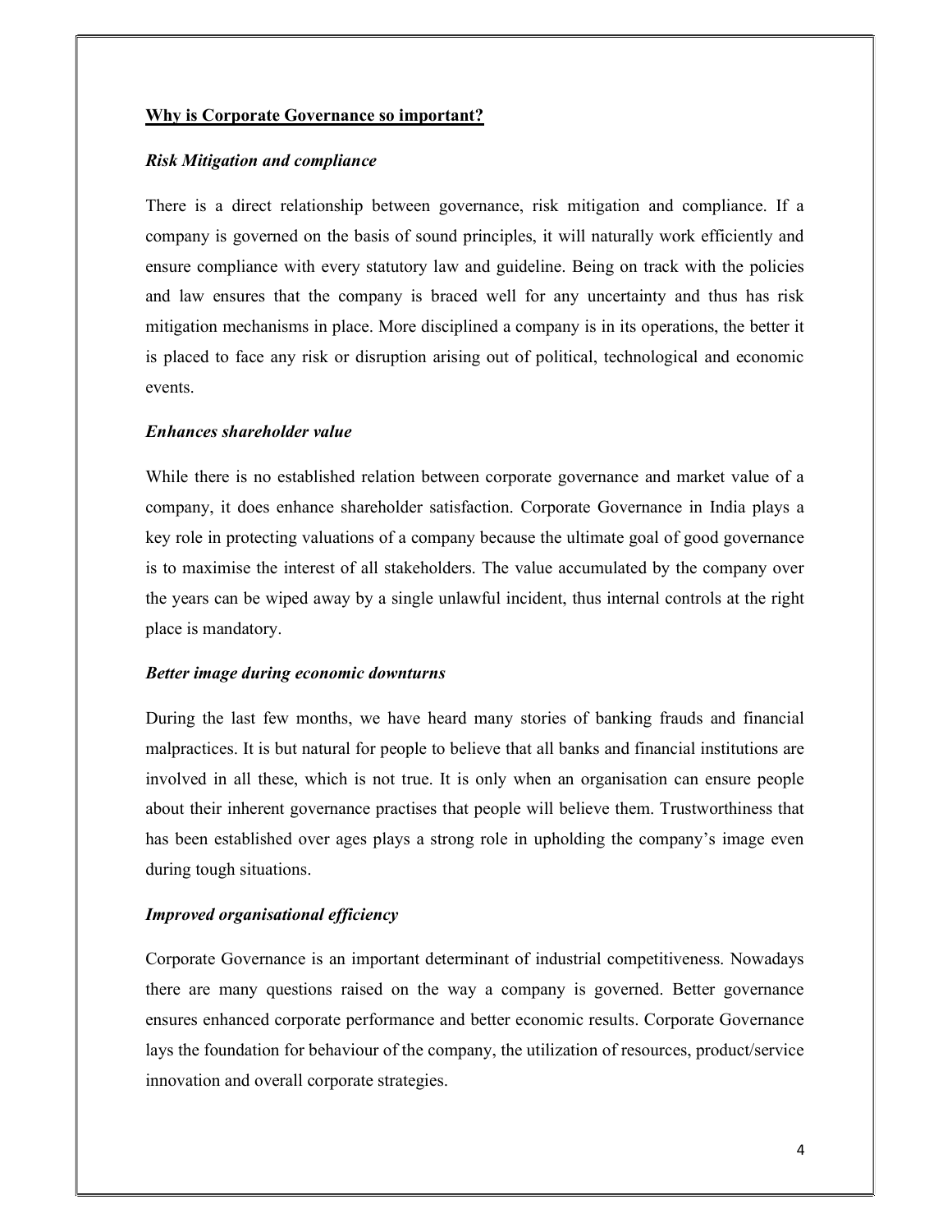## Why is Corporate Governance so important?

### *Risk Mitigation and compliance*

There is a direct relationship between governance, risk mitigation and compliance. If a company is governed on the basis of sound principles, it will naturally work efficiently and ensure compliance with every statutory law and guideline. Being on track with the policies and law ensures that the company is braced well for any uncertainty and thus has risk mitigation mechanisms in place. More disciplined a company is in its operations, the better it is placed to face any risk or disruption arising out of political, technological and economic events.

### *Enhances shareholder value*

While there is no established relation between corporate governance and market value of a company, it does enhance shareholder satisfaction. Corporate Governance in India plays a key role in protecting valuations of a company because the ultimate goal of good governance is to maximise the interest of all stakeholders. The value accumulated by the company over the years can be wiped away by a single unlawful incident, thus internal controls at the right place is mandatory.

### *Better image during economic downturns*

During the last few months, we have heard many stories of banking frauds and financial malpractices. It is but natural for people to believe that all banks and financial institutions are involved in all these, which is not true. It is only when an organisation can ensure people about their inherent governance practises that people will believe them. Trustworthiness that has been established over ages plays a strong role in upholding the company's image even during tough situations.

### *Improved organisational efficiency*

Corporate Governance is an important determinant of industrial competitiveness. Nowadays there are many questions raised on the way a company is governed. Better governance ensures enhanced corporate performance and better economic results. Corporate Governance lays the foundation for behaviour of the company, the utilization of resources, product/service innovation and overall corporate strategies.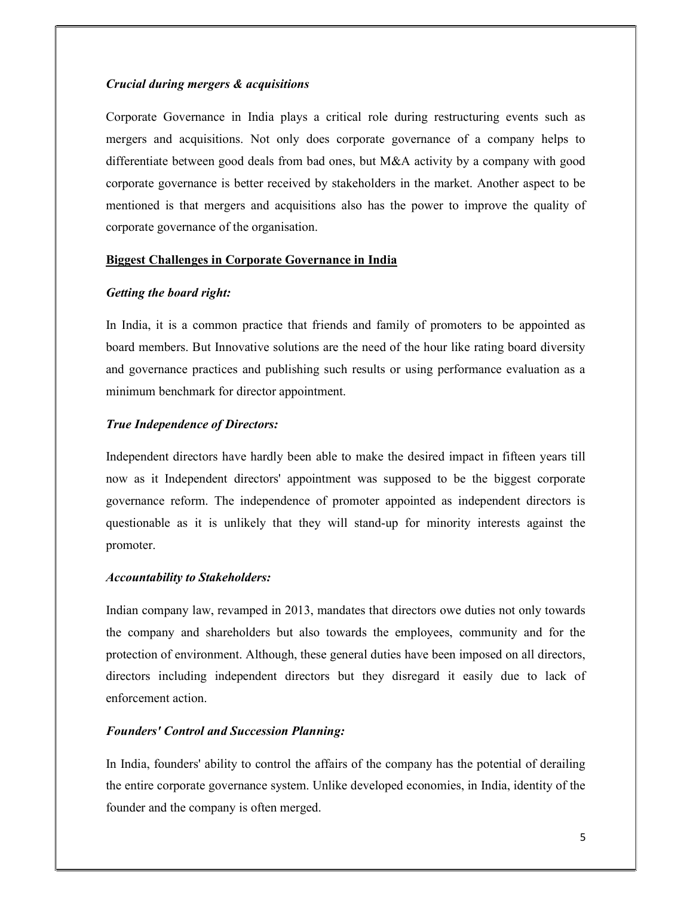***Crucial during mergers & acquisitions***

Corporate Governance in India plays a critical role during restructuring events such as mergers and acquisitions. Not only does corporate governance of a company helps to differentiate between good deals from bad ones, but M&A activity by a company with good corporate governance is better received by stakeholders in the market. Another aspect to be mentioned is that mergers and acquisitions also has the power to improve the quality of corporate governance of the organisation.

## Biggest Challenges in Corporate Governance in India

***Getting the board right:***

In India, it is a common practice that friends and family of promoters to be appointed as board members. But Innovative solutions are the need of the hour like rating board diversity and governance practices and publishing such results or using performance evaluation as a minimum benchmark for director appointment.

***True Independence of Directors:***

Independent directors have hardly been able to make the desired impact in fifteen years till now as it Independent directors' appointment was supposed to be the biggest corporate governance reform. The independence of promoter appointed as independent directors is questionable as it is unlikely that they will stand-up for minority interests against the promoter.

***Accountability to Stakeholders:***

Indian company law, revamped in 2013, mandates that directors owe duties not only towards the company and shareholders but also towards the employees, community and for the protection of environment. Although, these general duties have been imposed on all directors, directors including independent directors but they disregard it easily due to lack of enforcement action.

***Founders' Control and Succession Planning:***

In India, founders' ability to control the affairs of the company has the potential of derailing the entire corporate governance system. Unlike developed economies, in India, identity of the founder and the company is often merged.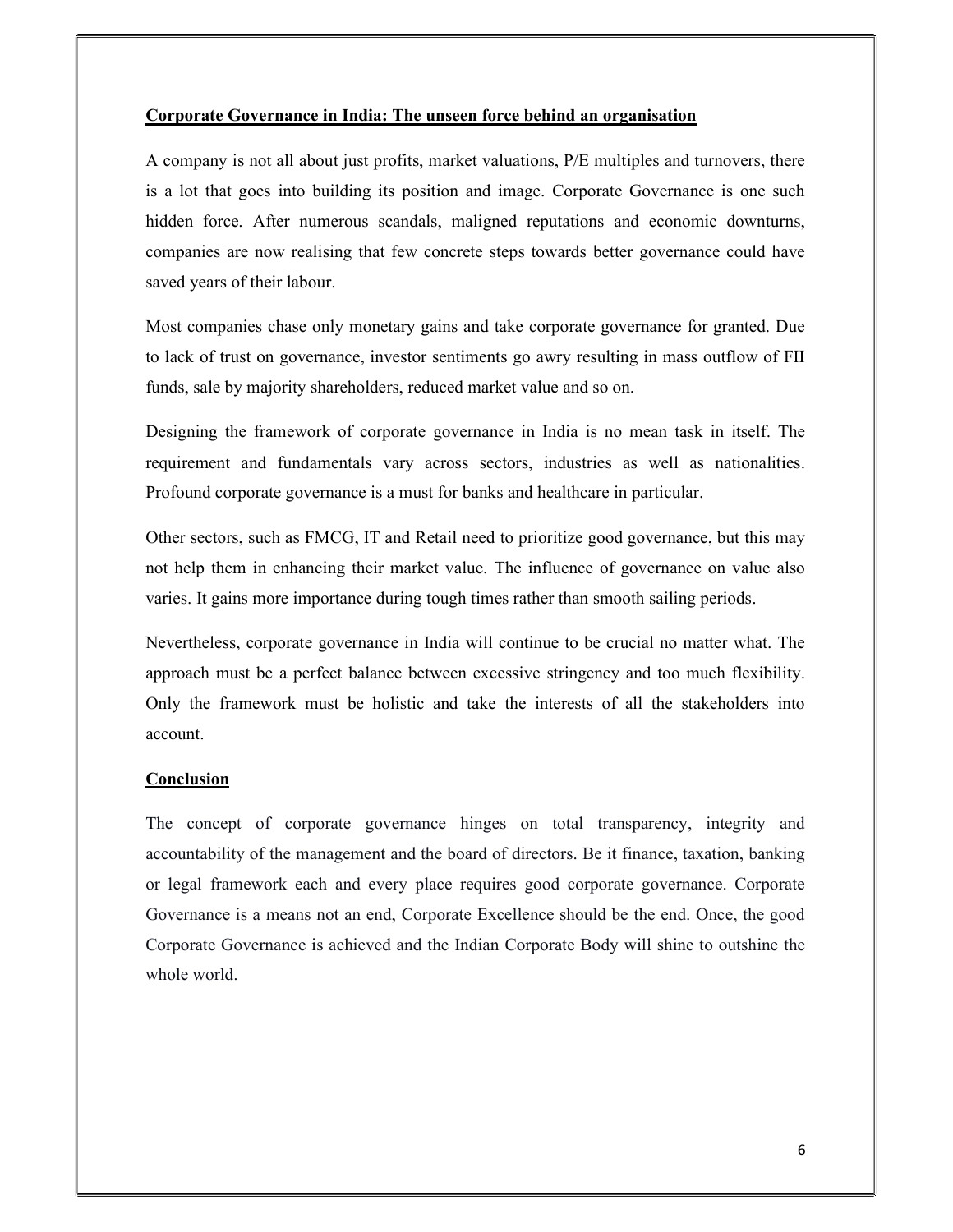## Corporate Governance in India: The unseen force behind an organisation

A company is not all about just profits, market valuations, P/E multiples and turnovers, there is a lot that goes into building its position and image. Corporate Governance is one such hidden force. After numerous scandals, maligned reputations and economic downturns, companies are now realising that few concrete steps towards better governance could have saved years of their labour.

Most companies chase only monetary gains and take corporate governance for granted. Due to lack of trust on governance, investor sentiments go awry resulting in mass outflow of FII funds, sale by majority shareholders, reduced market value and so on.

Designing the framework of corporate governance in India is no mean task in itself. The requirement and fundamentals vary across sectors, industries as well as nationalities. Profound corporate governance is a must for banks and healthcare in particular.

Other sectors, such as FMCG, IT and Retail need to prioritize good governance, but this may not help them in enhancing their market value. The influence of governance on value also varies. It gains more importance during tough times rather than smooth sailing periods.

Nevertheless, corporate governance in India will continue to be crucial no matter what. The approach must be a perfect balance between excessive stringency and too much flexibility. Only the framework must be holistic and take the interests of all the stakeholders into account.

## Conclusion

The concept of corporate governance hinges on total transparency, integrity and accountability of the management and the board of directors. Be it finance, taxation, banking or legal framework each and every place requires good corporate governance. Corporate Governance is a means not an end, Corporate Excellence should be the end. Once, the good Corporate Governance is achieved and the Indian Corporate Body will shine to outshine the whole world.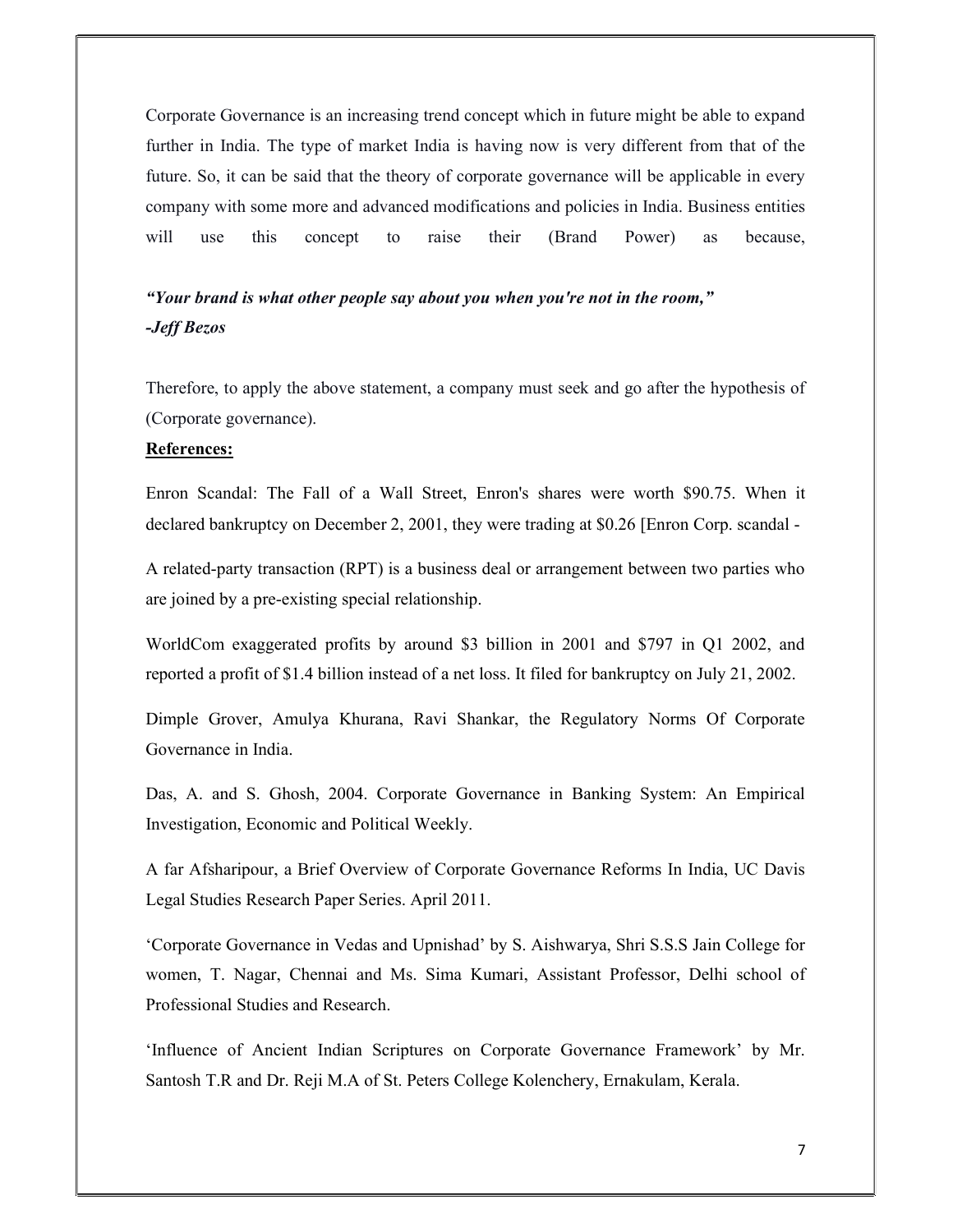Corporate Governance is an increasing trend concept which in future might be able to expand further in India. The type of market India is having now is very different from that of the future. So, it can be said that the theory of corporate governance will be applicable in every company with some more and advanced modifications and policies in India. Business entities will use this concept to raise their (Brand Power) as because,

***"Your brand is what other people say about you when you're not in the room,"***
***-Jeff Bezos***

Therefore, to apply the above statement, a company must seek and go after the hypothesis of (Corporate governance).

**References:**

Enron Scandal: The Fall of a Wall Street, Enron's shares were worth $90.75. When it declared bankruptcy on December 2, 2001, they were trading at $0.26 [Enron Corp. scandal -

A related-party transaction (RPT) is a business deal or arrangement between two parties who are joined by a pre-existing special relationship.

WorldCom exaggerated profits by around $3 billion in 2001 and $797 in Q1 2002, and reported a profit of $1.4 billion instead of a net loss. It filed for bankruptcy on July 21, 2002.

Dimple Grover, Amulya Khurana, Ravi Shankar, the Regulatory Norms Of Corporate Governance in India.

Das, A. and S. Ghosh, 2004. Corporate Governance in Banking System: An Empirical Investigation, Economic and Political Weekly.

A far Afsharipour, a Brief Overview of Corporate Governance Reforms In India, UC Davis Legal Studies Research Paper Series. April 2011.

'Corporate Governance in Vedas and Upnishad' by S. Aishwarya, Shri S.S.S Jain College for women, T. Nagar, Chennai and Ms. Sima Kumari, Assistant Professor, Delhi school of Professional Studies and Research.

'Influence of Ancient Indian Scriptures on Corporate Governance Framework' by Mr. Santosh T.R and Dr. Reji M.A of St. Peters College Kolenchery, Ernakulam, Kerala.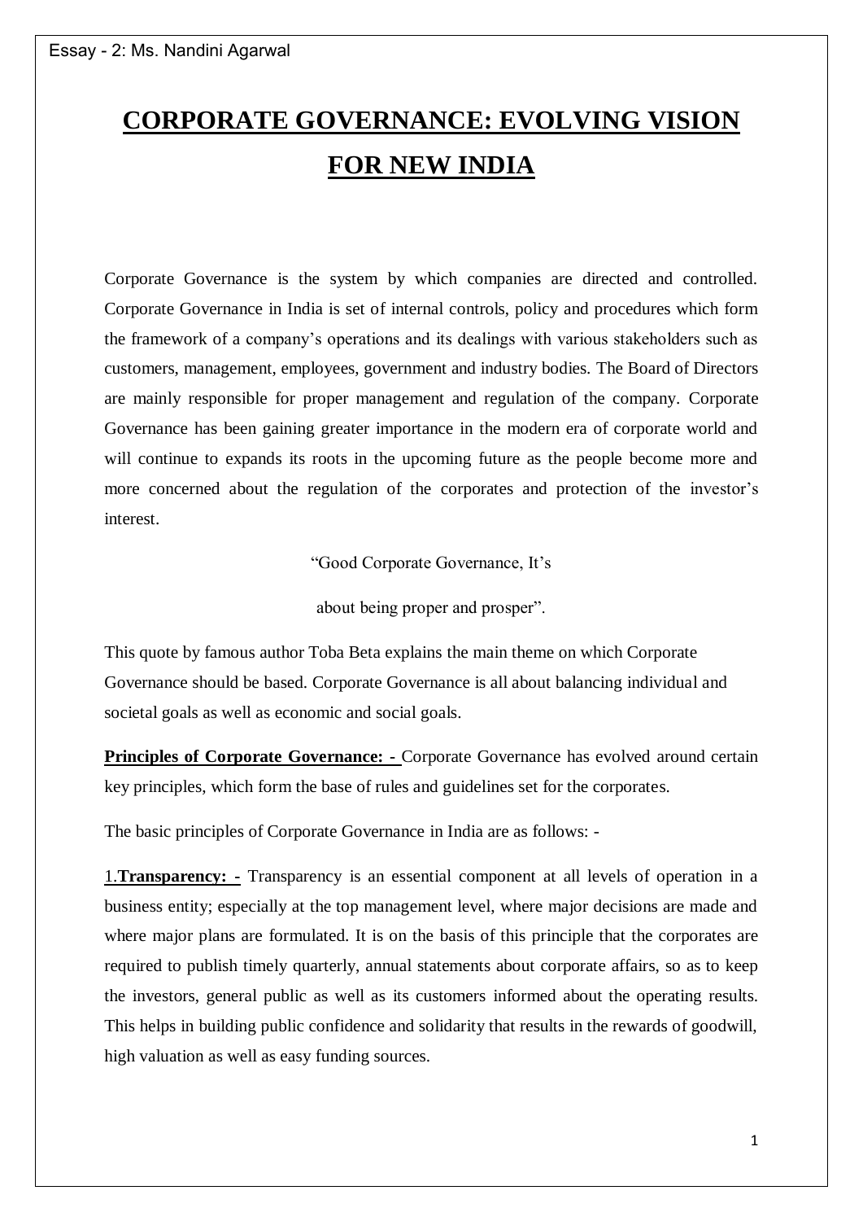Essay - 2: Ms. Nandini Agarwal

# CORPORATE GOVERNANCE: EVOLVING VISION FOR NEW INDIA

Corporate Governance is the system by which companies are directed and controlled. Corporate Governance in India is set of internal controls, policy and procedures which form the framework of a company's operations and its dealings with various stakeholders such as customers, management, employees, government and industry bodies. The Board of Directors are mainly responsible for proper management and regulation of the company. Corporate Governance has been gaining greater importance in the modern era of corporate world and will continue to expands its roots in the upcoming future as the people become more and more concerned about the regulation of the corporates and protection of the investor's interest.

"Good Corporate Governance, It's

about being proper and prosper".

This quote by famous author Toba Beta explains the main theme on which Corporate Governance should be based. Corporate Governance is all about balancing individual and societal goals as well as economic and social goals.

**Principles of Corporate Governance: -** Corporate Governance has evolved around certain key principles, which form the base of rules and guidelines set for the corporates.

The basic principles of Corporate Governance in India are as follows: -

1.**Transparency: -** Transparency is an essential component at all levels of operation in a business entity; especially at the top management level, where major decisions are made and where major plans are formulated. It is on the basis of this principle that the corporates are required to publish timely quarterly, annual statements about corporate affairs, so as to keep the investors, general public as well as its customers informed about the operating results. This helps in building public confidence and solidarity that results in the rewards of goodwill, high valuation as well as easy funding sources.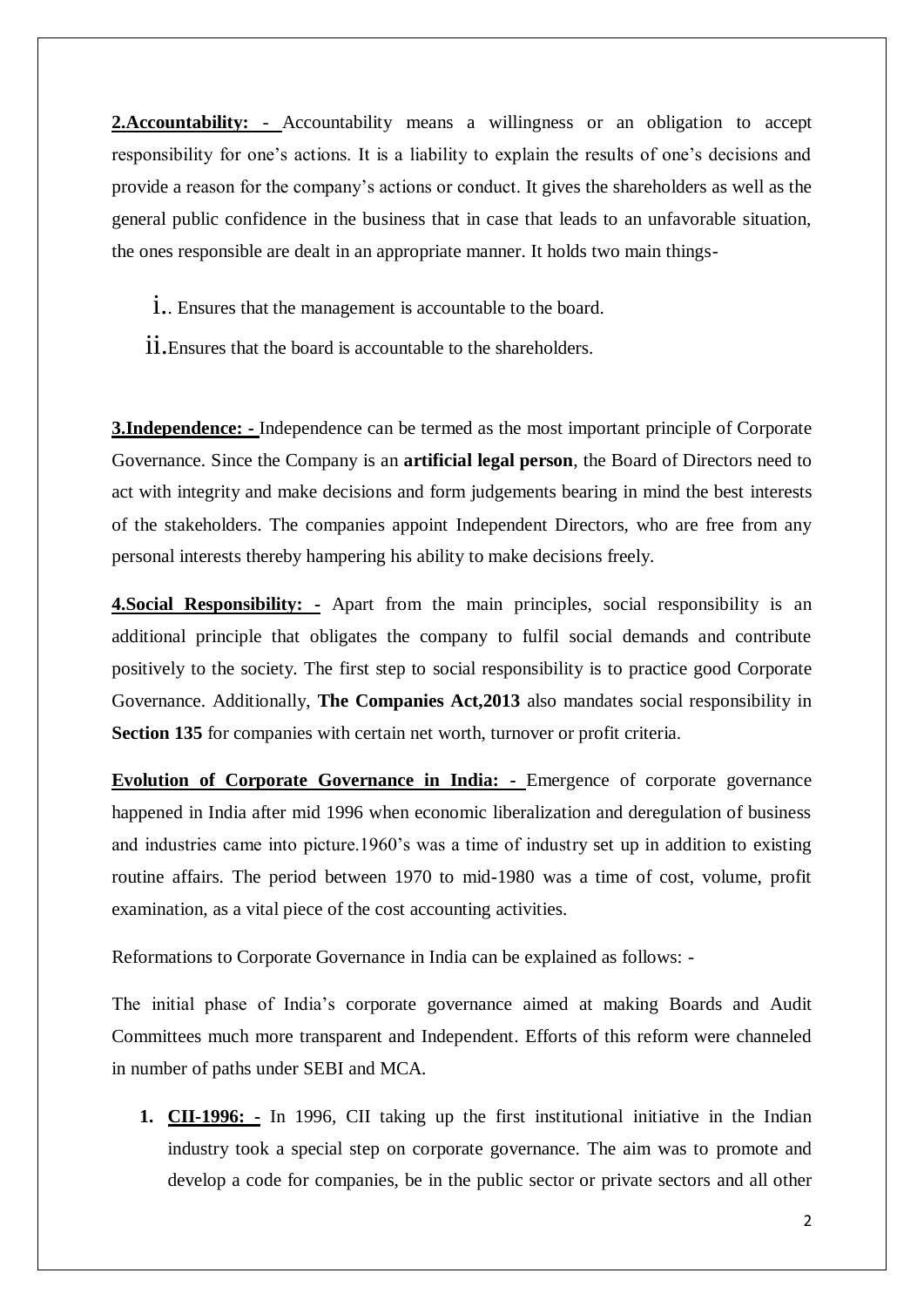**2.Accountability: -** Accountability means a willingness or an obligation to accept responsibility for one's actions. It is a liability to explain the results of one's decisions and provide a reason for the company's actions or conduct. It gives the shareholders as well as the general public confidence in the business that in case that leads to an unfavorable situation, the ones responsible are dealt in an appropriate manner. It holds two main things-

i.. Ensures that the management is accountable to the board.

ii.Ensures that the board is accountable to the shareholders.

**3.Independence: -** Independence can be termed as the most important principle of Corporate Governance. Since the Company is an **artificial legal person**, the Board of Directors need to act with integrity and make decisions and form judgements bearing in mind the best interests of the stakeholders. The companies appoint Independent Directors, who are free from any personal interests thereby hampering his ability to make decisions freely.

**4.Social Responsibility: -** Apart from the main principles, social responsibility is an additional principle that obligates the company to fulfil social demands and contribute positively to the society. The first step to social responsibility is to practice good Corporate Governance. Additionally, **The Companies Act,2013** also mandates social responsibility in **Section 135** for companies with certain net worth, turnover or profit criteria.

**Evolution of Corporate Governance in India: -** Emergence of corporate governance happened in India after mid 1996 when economic liberalization and deregulation of business and industries came into picture.1960's was a time of industry set up in addition to existing routine affairs. The period between 1970 to mid-1980 was a time of cost, volume, profit examination, as a vital piece of the cost accounting activities.

Reformations to Corporate Governance in India can be explained as follows: -

The initial phase of India's corporate governance aimed at making Boards and Audit Committees much more transparent and Independent. Efforts of this reform were channeled in number of paths under SEBI and MCA.

1. **CII-1996: -** In 1996, CII taking up the first institutional initiative in the Indian industry took a special step on corporate governance. The aim was to promote and develop a code for companies, be in the public sector or private sectors and all other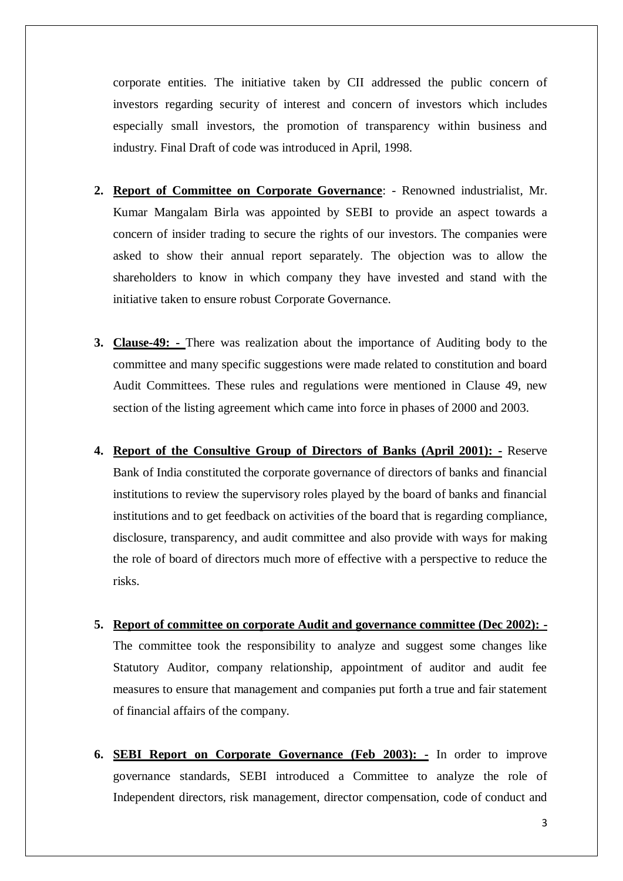corporate entities. The initiative taken by CII addressed the public concern of investors regarding security of interest and concern of investors which includes especially small investors, the promotion of transparency within business and industry. Final Draft of code was introduced in April, 1998.

2. **Report of Committee on Corporate Governance**: - Renowned industrialist, Mr. Kumar Mangalam Birla was appointed by SEBI to provide an aspect towards a concern of insider trading to secure the rights of our investors. The companies were asked to show their annual report separately. The objection was to allow the shareholders to know in which company they have invested and stand with the initiative taken to ensure robust Corporate Governance.

3. **Clause-49: -** There was realization about the importance of Auditing body to the committee and many specific suggestions were made related to constitution and board Audit Committees. These rules and regulations were mentioned in Clause 49, new section of the listing agreement which came into force in phases of 2000 and 2003.

4. **Report of the Consultive Group of Directors of Banks (April 2001): -** Reserve Bank of India constituted the corporate governance of directors of banks and financial institutions to review the supervisory roles played by the board of banks and financial institutions and to get feedback on activities of the board that is regarding compliance, disclosure, transparency, and audit committee and also provide with ways for making the role of board of directors much more of effective with a perspective to reduce the risks.

5. **Report of committee on corporate Audit and governance committee (Dec 2002): -** The committee took the responsibility to analyze and suggest some changes like Statutory Auditor, company relationship, appointment of auditor and audit fee measures to ensure that management and companies put forth a true and fair statement of financial affairs of the company.

6. **SEBI Report on Corporate Governance (Feb 2003): -** In order to improve governance standards, SEBI introduced a Committee to analyze the role of Independent directors, risk management, director compensation, code of conduct and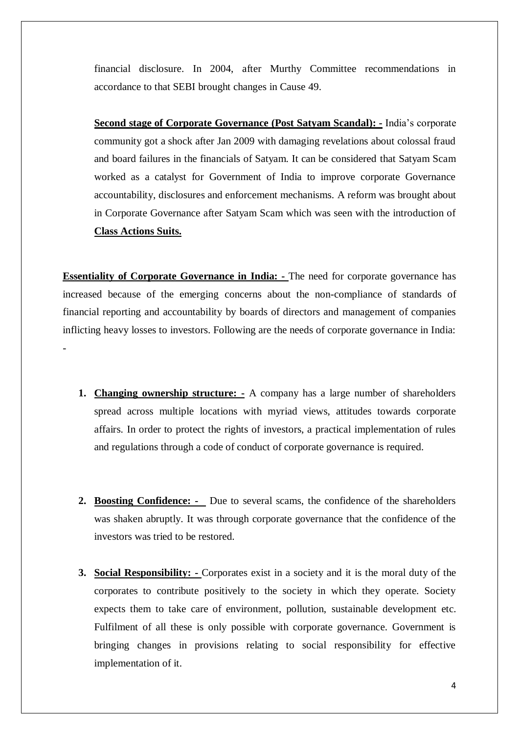financial disclosure. In 2004, after Murthy Committee recommendations in accordance to that SEBI brought changes in Cause 49.

**Second stage of Corporate Governance (Post Satyam Scandal): -** India's corporate community got a shock after Jan 2009 with damaging revelations about colossal fraud and board failures in the financials of Satyam. It can be considered that Satyam Scam worked as a catalyst for Government of India to improve corporate Governance accountability, disclosures and enforcement mechanisms. A reform was brought about in Corporate Governance after Satyam Scam which was seen with the introduction of **Class Actions Suits.**

**Essentiality of Corporate Governance in India: -** The need for corporate governance has increased because of the emerging concerns about the non-compliance of standards of financial reporting and accountability by boards of directors and management of companies inflicting heavy losses to investors. Following are the needs of corporate governance in India: -

1. **Changing ownership structure: -** A company has a large number of shareholders spread across multiple locations with myriad views, attitudes towards corporate affairs. In order to protect the rights of investors, a practical implementation of rules and regulations through a code of conduct of corporate governance is required.

2. **Boosting Confidence: -** Due to several scams, the confidence of the shareholders was shaken abruptly. It was through corporate governance that the confidence of the investors was tried to be restored.

3. **Social Responsibility: -** Corporates exist in a society and it is the moral duty of the corporates to contribute positively to the society in which they operate. Society expects them to take care of environment, pollution, sustainable development etc. Fulfilment of all these is only possible with corporate governance. Government is bringing changes in provisions relating to social responsibility for effective implementation of it.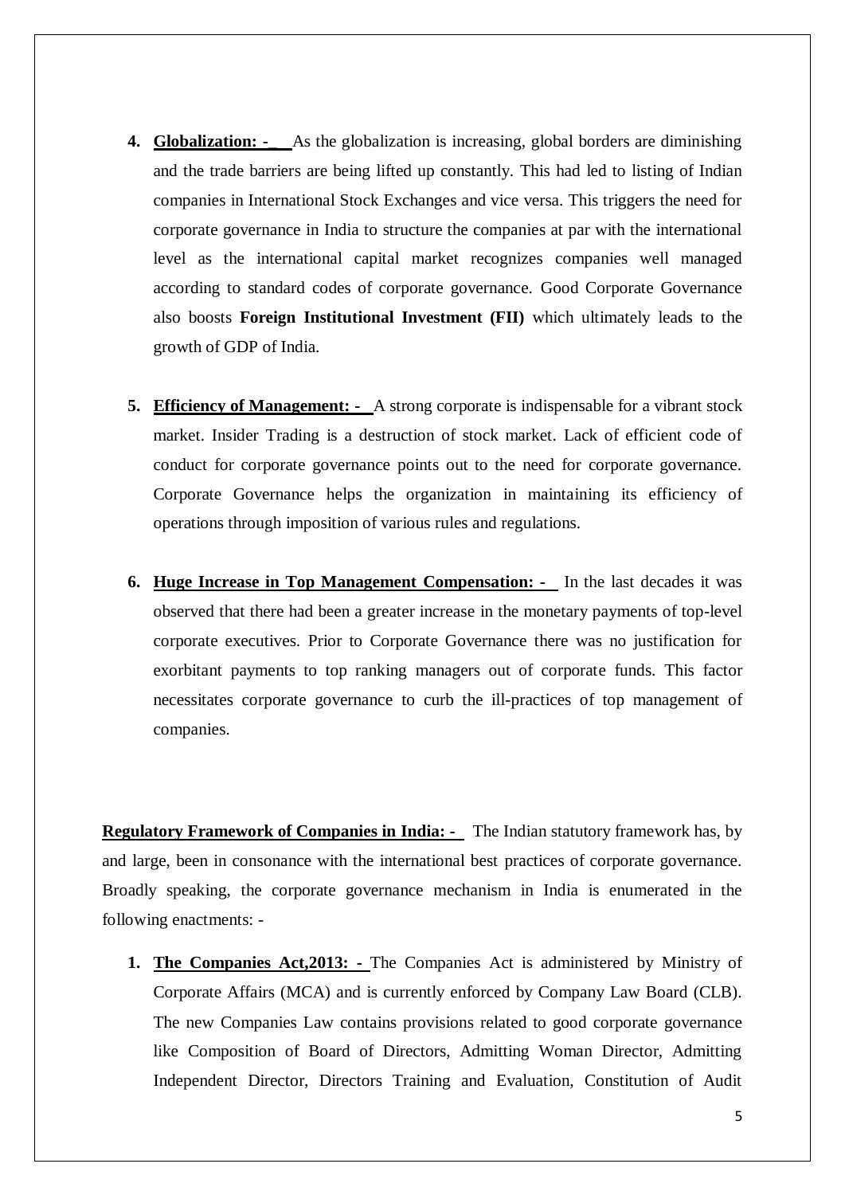4. **Globalization: -** As the globalization is increasing, global borders are diminishing and the trade barriers are being lifted up constantly. This had led to listing of Indian companies in International Stock Exchanges and vice versa. This triggers the need for corporate governance in India to structure the companies at par with the international level as the international capital market recognizes companies well managed according to standard codes of corporate governance. Good Corporate Governance also boosts **Foreign Institutional Investment (FII)** which ultimately leads to the growth of GDP of India.

5. **Efficiency of Management: -** A strong corporate is indispensable for a vibrant stock market. Insider Trading is a destruction of stock market. Lack of efficient code of conduct for corporate governance points out to the need for corporate governance. Corporate Governance helps the organization in maintaining its efficiency of operations through imposition of various rules and regulations.

6. **Huge Increase in Top Management Compensation: -** In the last decades it was observed that there had been a greater increase in the monetary payments of top-level corporate executives. Prior to Corporate Governance there was no justification for exorbitant payments to top ranking managers out of corporate funds. This factor necessitates corporate governance to curb the ill-practices of top management of companies.

**Regulatory Framework of Companies in India: -** The Indian statutory framework has, by and large, been in consonance with the international best practices of corporate governance. Broadly speaking, the corporate governance mechanism in India is enumerated in the following enactments: -

1. **The Companies Act,2013: -** The Companies Act is administered by Ministry of Corporate Affairs (MCA) and is currently enforced by Company Law Board (CLB). The new Companies Law contains provisions related to good corporate governance like Composition of Board of Directors, Admitting Woman Director, Admitting Independent Director, Directors Training and Evaluation, Constitution of Audit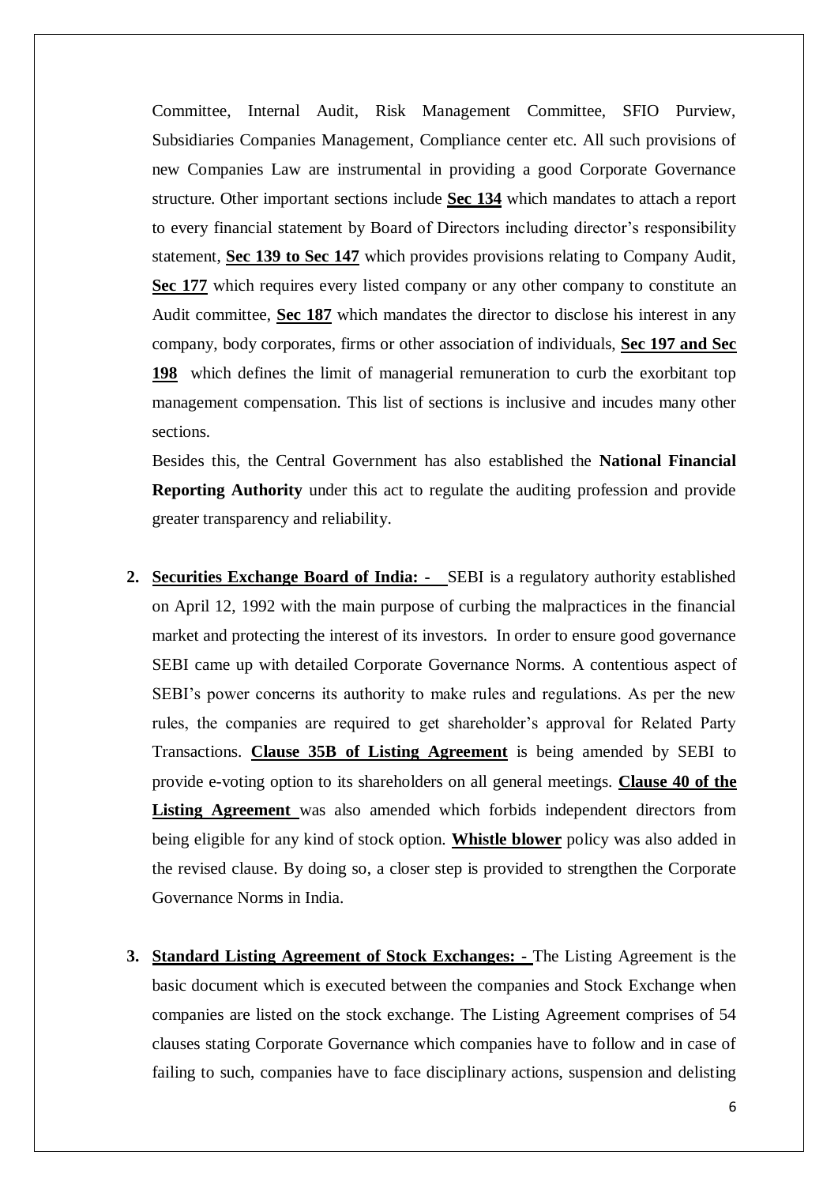Committee, Internal Audit, Risk Management Committee, SFIO Purview, Subsidiaries Companies Management, Compliance center etc. All such provisions of new Companies Law are instrumental in providing a good Corporate Governance structure. Other important sections include **Sec 134** which mandates to attach a report to every financial statement by Board of Directors including director's responsibility statement, **Sec 139 to Sec 147** which provides provisions relating to Company Audit, **Sec 177** which requires every listed company or any other company to constitute an Audit committee, **Sec 187** which mandates the director to disclose his interest in any company, body corporates, firms or other association of individuals, **Sec 197 and Sec 198** which defines the limit of managerial remuneration to curb the exorbitant top management compensation. This list of sections is inclusive and incudes many other sections.

Besides this, the Central Government has also established the **National Financial Reporting Authority** under this act to regulate the auditing profession and provide greater transparency and reliability.

2. **Securities Exchange Board of India: -** SEBI is a regulatory authority established on April 12, 1992 with the main purpose of curbing the malpractices in the financial market and protecting the interest of its investors. In order to ensure good governance SEBI came up with detailed Corporate Governance Norms. A contentious aspect of SEBI's power concerns its authority to make rules and regulations. As per the new rules, the companies are required to get shareholder's approval for Related Party Transactions. **Clause 35B of Listing Agreement** is being amended by SEBI to provide e-voting option to its shareholders on all general meetings. **Clause 40 of the Listing Agreement** was also amended which forbids independent directors from being eligible for any kind of stock option. **Whistle blower** policy was also added in the revised clause. By doing so, a closer step is provided to strengthen the Corporate Governance Norms in India.

3. **Standard Listing Agreement of Stock Exchanges: -** The Listing Agreement is the basic document which is executed between the companies and Stock Exchange when companies are listed on the stock exchange. The Listing Agreement comprises of 54 clauses stating Corporate Governance which companies have to follow and in case of failing to such, companies have to face disciplinary actions, suspension and delisting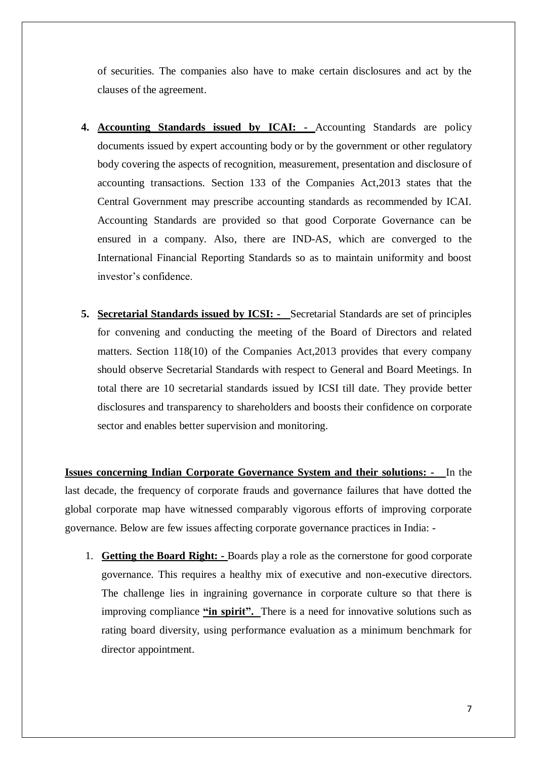of securities. The companies also have to make certain disclosures and act by the clauses of the agreement.

4. **Accounting Standards issued by ICAI: -** Accounting Standards are policy documents issued by expert accounting body or by the government or other regulatory body covering the aspects of recognition, measurement, presentation and disclosure of accounting transactions. Section 133 of the Companies Act,2013 states that the Central Government may prescribe accounting standards as recommended by ICAI. Accounting Standards are provided so that good Corporate Governance can be ensured in a company. Also, there are IND-AS, which are converged to the International Financial Reporting Standards so as to maintain uniformity and boost investor's confidence.

5. **Secretarial Standards issued by ICSI: -** Secretarial Standards are set of principles for convening and conducting the meeting of the Board of Directors and related matters. Section 118(10) of the Companies Act,2013 provides that every company should observe Secretarial Standards with respect to General and Board Meetings. In total there are 10 secretarial standards issued by ICSI till date. They provide better disclosures and transparency to shareholders and boosts their confidence on corporate sector and enables better supervision and monitoring.

**Issues concerning Indian Corporate Governance System and their solutions: -** In the last decade, the frequency of corporate frauds and governance failures that have dotted the global corporate map have witnessed comparably vigorous efforts of improving corporate governance. Below are few issues affecting corporate governance practices in India: -

1. **Getting the Board Right: -** Boards play a role as the cornerstone for good corporate governance. This requires a healthy mix of executive and non-executive directors. The challenge lies in ingraining governance in corporate culture so that there is improving compliance **"in spirit".** There is a need for innovative solutions such as rating board diversity, using performance evaluation as a minimum benchmark for director appointment.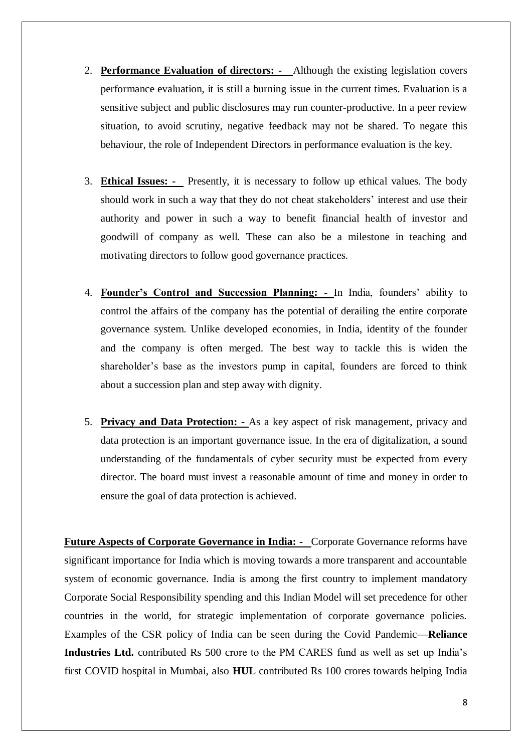2. **Performance Evaluation of directors: -** Although the existing legislation covers performance evaluation, it is still a burning issue in the current times. Evaluation is a sensitive subject and public disclosures may run counter-productive. In a peer review situation, to avoid scrutiny, negative feedback may not be shared. To negate this behaviour, the role of Independent Directors in performance evaluation is the key.

3. **Ethical Issues: -** Presently, it is necessary to follow up ethical values. The body should work in such a way that they do not cheat stakeholders' interest and use their authority and power in such a way to benefit financial health of investor and goodwill of company as well. These can also be a milestone in teaching and motivating directors to follow good governance practices.

4. **Founder's Control and Succession Planning: -** In India, founders' ability to control the affairs of the company has the potential of derailing the entire corporate governance system. Unlike developed economies, in India, identity of the founder and the company is often merged. The best way to tackle this is widen the shareholder's base as the investors pump in capital, founders are forced to think about a succession plan and step away with dignity.

5. **Privacy and Data Protection: -** As a key aspect of risk management, privacy and data protection is an important governance issue. In the era of digitalization, a sound understanding of the fundamentals of cyber security must be expected from every director. The board must invest a reasonable amount of time and money in order to ensure the goal of data protection is achieved.

**Future Aspects of Corporate Governance in India: -** Corporate Governance reforms have significant importance for India which is moving towards a more transparent and accountable system of economic governance. India is among the first country to implement mandatory Corporate Social Responsibility spending and this Indian Model will set precedence for other countries in the world, for strategic implementation of corporate governance policies. Examples of the CSR policy of India can be seen during the Covid Pandemic—**Reliance Industries Ltd.** contributed Rs 500 crore to the PM CARES fund as well as set up India's first COVID hospital in Mumbai, also **HUL** contributed Rs 100 crores towards helping India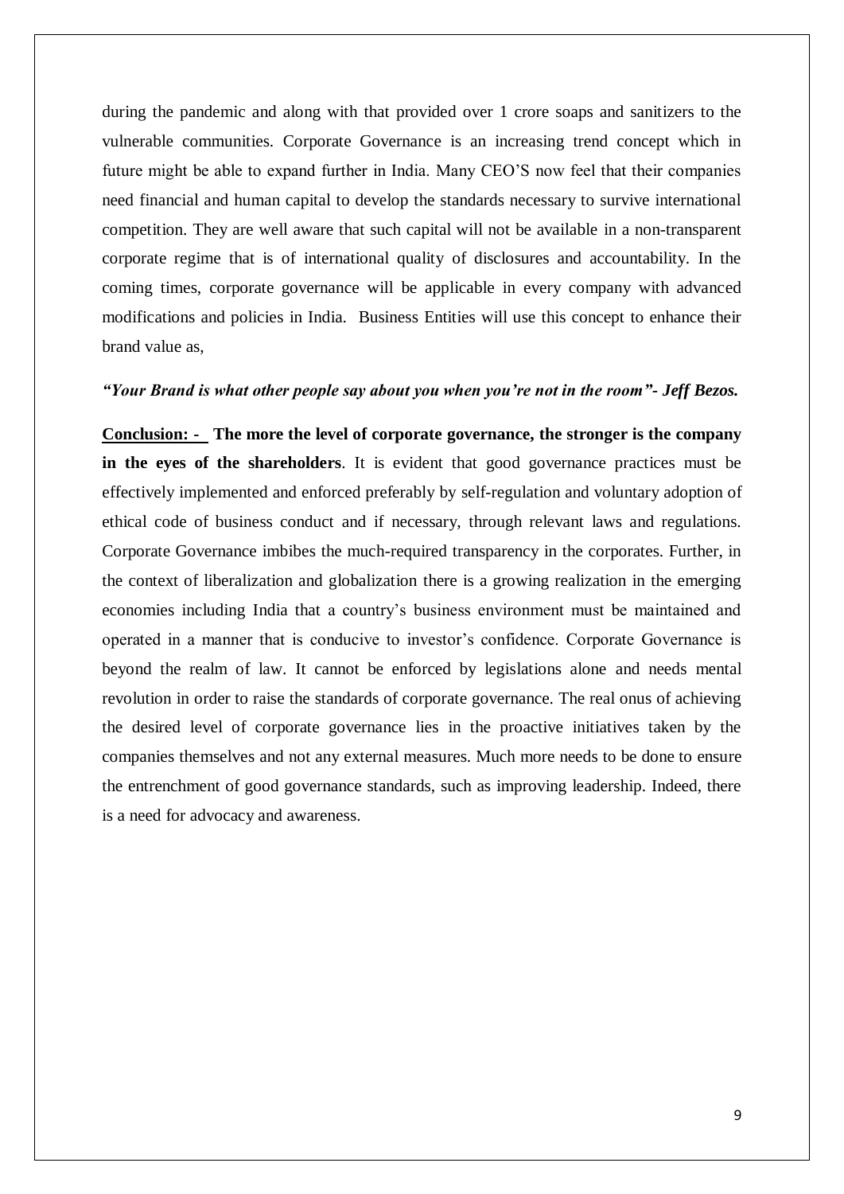during the pandemic and along with that provided over 1 crore soaps and sanitizers to the vulnerable communities. Corporate Governance is an increasing trend concept which in future might be able to expand further in India. Many CEO'S now feel that their companies need financial and human capital to develop the standards necessary to survive international competition. They are well aware that such capital will not be available in a non-transparent corporate regime that is of international quality of disclosures and accountability. In the coming times, corporate governance will be applicable in every company with advanced modifications and policies in India. Business Entities will use this concept to enhance their brand value as,

***"Your Brand is what other people say about you when you're not in the room"- Jeff Bezos.***

**Conclusion: -** **The more the level of corporate governance, the stronger is the company in the eyes of the shareholders**. It is evident that good governance practices must be effectively implemented and enforced preferably by self-regulation and voluntary adoption of ethical code of business conduct and if necessary, through relevant laws and regulations. Corporate Governance imbibes the much-required transparency in the corporates. Further, in the context of liberalization and globalization there is a growing realization in the emerging economies including India that a country's business environment must be maintained and operated in a manner that is conducive to investor's confidence. Corporate Governance is beyond the realm of law. It cannot be enforced by legislations alone and needs mental revolution in order to raise the standards of corporate governance. The real onus of achieving the desired level of corporate governance lies in the proactive initiatives taken by the companies themselves and not any external measures. Much more needs to be done to ensure the entrenchment of good governance standards, such as improving leadership. Indeed, there is a need for advocacy and awareness.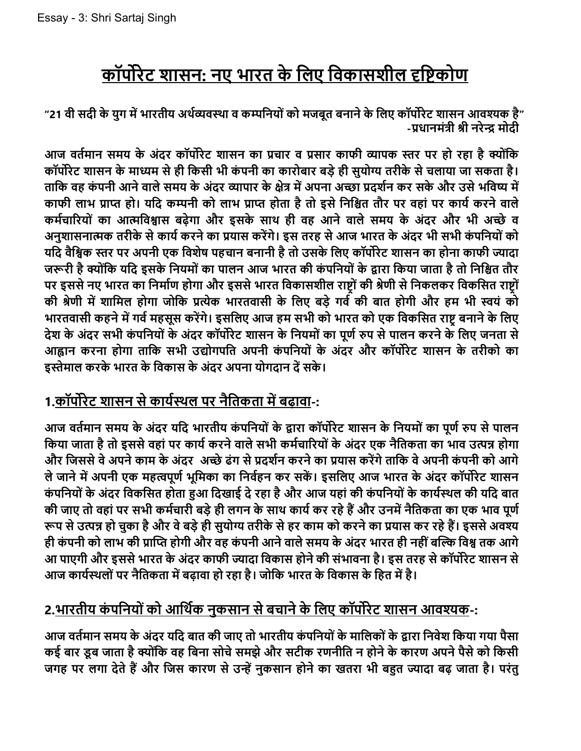Essay - 3: Shri Sartaj Singh

# कॉर्पोरेट शासन: नए भारत के लिए विकासशील दृष्टिकोण

**"21 वी सदी के युग में भारतीय अर्थव्यवस्था व कम्पनियों को मजबूत बनाने के लिए कॉर्पोरेट शासन आवश्यक है"**
**-प्रधानमंत्री श्री नरेन्द्र मोदी**

**आज वर्तमान समय के अंदर कॉर्पोरेट शासन का प्रचार व प्रसार काफी व्यापक स्तर पर हो रहा है क्योंकि कॉर्पोरेट शासन के माध्यम से ही किसी भी कंपनी का कारोबार बड़े ही सुयोग्य तरीके से चलाया जा सकता है। ताकि वह कंपनी आने वाले समय के अंदर व्यापार के क्षेत्र में अपना अच्छा प्रदर्शन कर सके और उसे भविष्य में काफी लाभ प्राप्त हो। यदि कम्पनी को लाभ प्राप्त होता है तो इसे निश्चित तौर पर वहां पर कार्य करने वाले कर्मचारियों का आत्मविश्वास बढ़ेगा और इसके साथ ही वह आने वाले समय के अंदर और भी अच्छे व अनुशासनात्मक तरीके से कार्य करने का प्रयास करेंगे। इस तरह से आज भारत के अंदर भी सभी कंपनियों को यदि वैश्विक स्तर पर अपनी एक विशेष पहचान बनानी है तो उसके लिए कॉर्पोरेट शासन का होना काफी ज्यादा जरूरी है क्योंकि यदि इसके नियमों का पालन आज भारत की कंपनियों के द्वारा किया जाता है तो निश्चित तौर पर इससे नए भारत का निर्माण होगा और इससे भारत विकासशील राष्ट्रों की श्रेणी से निकलकर विकसित राष्ट्रों की श्रेणी में शामिल होगा जोकि प्रत्येक भारतवासी के लिए बड़े गर्व की बात होगी और हम भी स्वयं को भारतवासी कहने में गर्व महसूस करेंगे। इसलिए आज हम सभी को भारत को एक विकसित राष्ट्र बनाने के लिए देश के अंदर सभी कंपनियों के अंदर कॉर्पोरेट शासन के नियमों का पूर्ण रुप से पालन करने के लिए जनता से आह्वान करना होगा ताकि सभी उद्योगपति अपनी कंपनियों के अंदर और कॉर्पोरेट शासन के तरीको का इस्तेमाल करके भारत के विकास के अंदर अपना योगदान दें सके।**

## 1.कॉर्पोरेट शासन से कार्यस्थल पर नैतिकता में बढ़ावा-:

**आज वर्तमान समय के अंदर यदि भारतीय कंपनियों के द्वारा कॉर्पोरेट शासन के नियमों का पूर्ण रुप से पालन किया जाता है तो इससे वहां पर कार्य करने वाले सभी कर्मचारियों के अंदर एक नैतिकता का भाव उत्पन्न होगा और जिससे वे अपने काम के अंदर अच्छे ढंग से प्रदर्शन करने का प्रयास करेंगे ताकि वे अपनी कंपनी को आगे ले जाने में अपनी एक महत्वपूर्ण भूमिका का निर्वहन कर सकें। इसलिए आज भारत के अंदर कॉर्पोरेट शासन कंपनियों के अंदर विकसित होता हुआ दिखाई दे रहा है और आज यहां की कंपनियों के कार्यस्थल की यदि बात की जाए तो वहां पर सभी कर्मचारी बड़े ही लगन के साथ कार्य कर रहे हैं और उनमें नैतिकता का एक भाव पूर्ण रूप से उत्पन्न हो चुका है और वे बड़े ही सुयोग्य तरीके से हर काम को करने का प्रयास कर रहे हैं। इससे अवश्य ही कंपनी को लाभ की प्राप्ति होगी और वह कंपनी आने वाले समय के अंदर भारत ही नहीं बल्कि विश्व तक आगे आ पाएगी और इससे भारत के अंदर काफी ज्यादा विकास होने की संभावना है। इस तरह से कॉर्पोरेट शासन से आज कार्यस्थलों पर नैतिकता में बढ़ावा हो रहा है। जोकि भारत के विकास के हित में है।**

## 2.भारतीय कंपनियों को आर्थिक नुकसान से बचाने के लिए कॉर्पोरेट शासन आवश्यक-:

**आज वर्तमान समय के अंदर यदि बात की जाए तो भारतीय कंपनियों के मालिकों के द्वारा निवेश किया गया पैसा कई बार डूब जाता है क्योंकि वह बिना सोचे समझे और सटीक रणनीति न होने के कारण अपने पैसे को किसी जगह पर लगा देते हैं और जिस कारण से उन्हें नुकसान होने का खतरा भी बहुत ज्यादा बढ़ जाता है। परंतु**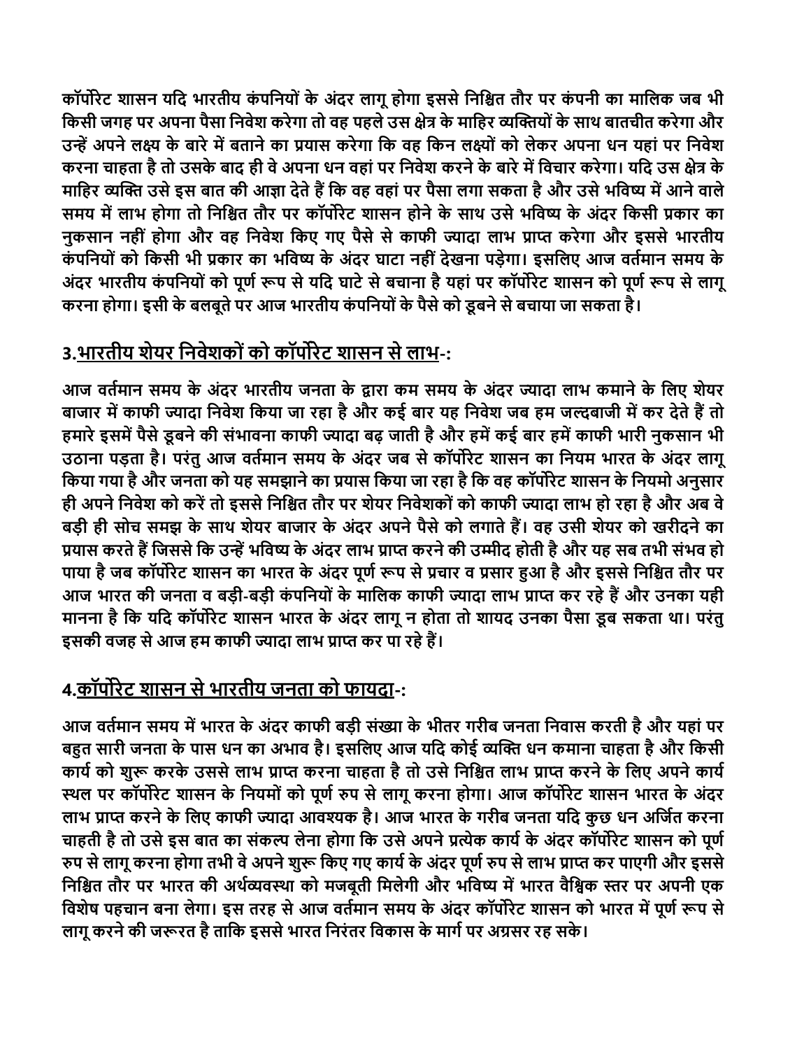कॉर्पोरेट शासन यदि भारतीय कंपनियों के अंदर लागू होगा इससे निश्चित तौर पर कंपनी का मालिक जब भी किसी जगह पर अपना पैसा निवेश करेगा तो वह पहले उस क्षेत्र के माहिर व्यक्तियों के साथ बातचीत करेगा और उन्हें अपने लक्ष्य के बारे में बताने का प्रयास करेगा कि वह किन लक्ष्यों को लेकर अपना धन यहां पर निवेश करना चाहता है तो उसके बाद ही वे अपना धन वहां पर निवेश करने के बारे में विचार करेगा। यदि उस क्षेत्र के माहिर व्यक्ति उसे इस बात की आज्ञा देते हैं कि वह वहां पर पैसा लगा सकता है और उसे भविष्य में आने वाले समय में लाभ होगा तो निश्चित तौर पर कॉर्पोरेट शासन होने के साथ उसे भविष्य के अंदर किसी प्रकार का नुकसान नहीं होगा और वह निवेश किए गए पैसे से काफी ज्यादा लाभ प्राप्त करेगा और इससे भारतीय कंपनियों को किसी भी प्रकार का भविष्य के अंदर घाटा नहीं देखना पड़ेगा। इसलिए आज वर्तमान समय के अंदर भारतीय कंपनियों को पूर्ण रूप से यदि घाटे से बचाना है यहां पर कॉर्पोरेट शासन को पूर्ण रूप से लागू करना होगा। इसी के बलबूते पर आज भारतीय कंपनियों के पैसे को डूबने से बचाया जा सकता है।

## 3.भारतीय शेयर निवेशकों को कॉर्पोरेट शासन से लाभ-:

आज वर्तमान समय के अंदर भारतीय जनता के द्वारा कम समय के अंदर ज्यादा लाभ कमाने के लिए शेयर बाजार में काफी ज्यादा निवेश किया जा रहा है और कई बार यह निवेश जब हम जल्दबाजी में कर देते हैं तो हमारे इसमें पैसे डूबने की संभावना काफी ज्यादा बढ़ जाती है और हमें कई बार हमें काफी भारी नुकसान भी उठाना पड़ता है। परंतु आज वर्तमान समय के अंदर जब से कॉर्पोरेट शासन का नियम भारत के अंदर लागू किया गया है और जनता को यह समझाने का प्रयास किया जा रहा है कि वह कॉर्पोरेट शासन के नियमो अनुसार ही अपने निवेश को करें तो इससे निश्चित तौर पर शेयर निवेशकों को काफी ज्यादा लाभ हो रहा है और अब वे बड़ी ही सोच समझ के साथ शेयर बाजार के अंदर अपने पैसे को लगाते हैं। वह उसी शेयर को खरीदने का प्रयास करते हैं जिससे कि उन्हें भविष्य के अंदर लाभ प्राप्त करने की उम्मीद होती है और यह सब तभी संभव हो पाया है जब कॉर्पोरेट शासन का भारत के अंदर पूर्ण रूप से प्रचार व प्रसार हुआ है और इससे निश्चित तौर पर आज भारत की जनता व बड़ी-बड़ी कंपनियों के मालिक काफी ज्यादा लाभ प्राप्त कर रहे हैं और उनका यही मानना है कि यदि कॉर्पोरेट शासन भारत के अंदर लागू न होता तो शायद उनका पैसा डूब सकता था। परंतु इसकी वजह से आज हम काफी ज्यादा लाभ प्राप्त कर पा रहे हैं।

## 4.कॉर्पोरेट शासन से भारतीय जनता को फायदा-:

आज वर्तमान समय में भारत के अंदर काफी बड़ी संख्या के भीतर गरीब जनता निवास करती है और यहां पर बहुत सारी जनता के पास धन का अभाव है। इसलिए आज यदि कोई व्यक्ति धन कमाना चाहता है और किसी कार्य को शुरू करके उससे लाभ प्राप्त करना चाहता है तो उसे निश्चित लाभ प्राप्त करने के लिए अपने कार्य स्थल पर कॉर्पोरेट शासन के नियमों को पूर्ण रुप से लागू करना होगा। आज कॉर्पोरेट शासन भारत के अंदर लाभ प्राप्त करने के लिए काफी ज्यादा आवश्यक है। आज भारत के गरीब जनता यदि कुछ धन अर्जित करना चाहती है तो उसे इस बात का संकल्प लेना होगा कि उसे अपने प्रत्येक कार्य के अंदर कॉर्पोरेट शासन को पूर्ण रुप से लागू करना होगा तभी वे अपने शुरू किए गए कार्य के अंदर पूर्ण रुप से लाभ प्राप्त कर पाएगी और इससे निश्चित तौर पर भारत की अर्थव्यवस्था को मजबूती मिलेगी और भविष्य में भारत वैश्विक स्तर पर अपनी एक विशेष पहचान बना लेगा। इस तरह से आज वर्तमान समय के अंदर कॉर्पोरेट शासन को भारत में पूर्ण रूप से लागू करने की जरूरत है ताकि इससे भारत निरंतर विकास के मार्ग पर अग्रसर रह सके।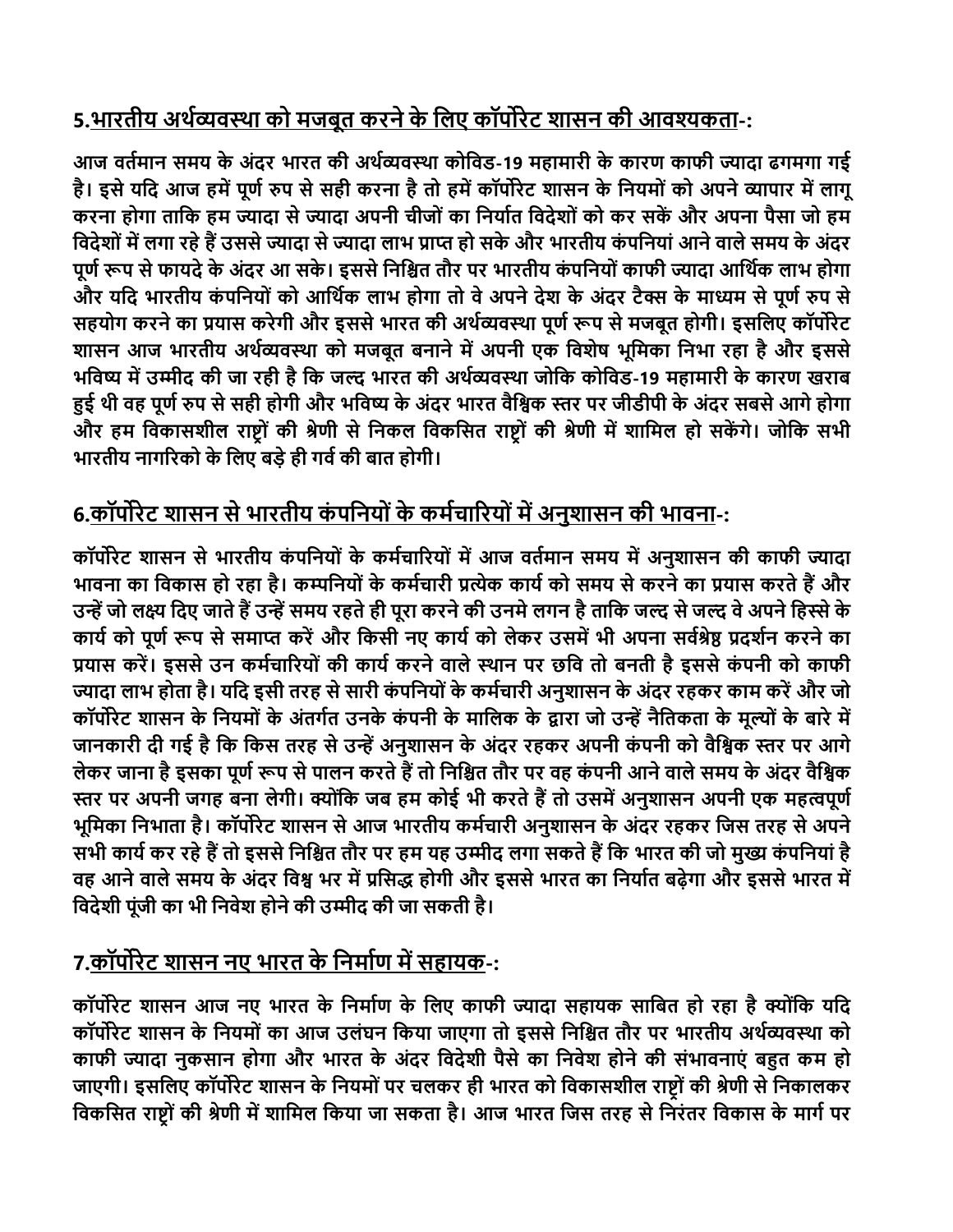## 5.<u>भारतीय अर्थव्यवस्था को मजबूत करने के लिए कॉर्पोरेट शासन की आवश्यकता</u>-:

आज वर्तमान समय के अंदर भारत की अर्थव्यवस्था कोविड-19 महामारी के कारण काफी ज्यादा ढगमगा गई है। इसे यदि आज हमें पूर्ण रुप से सही करना है तो हमें कॉर्पोरेट शासन के नियमों को अपने व्यापार में लागू करना होगा ताकि हम ज्यादा से ज्यादा अपनी चीजों का निर्यात विदेशों को कर सकें और अपना पैसा जो हम विदेशों में लगा रहे हैं उससे ज्यादा से ज्यादा लाभ प्राप्त हो सके और भारतीय कंपनियां आने वाले समय के अंदर पूर्ण रूप से फायदे के अंदर आ सके। इससे निश्चित तौर पर भारतीय कंपनियों काफी ज्यादा आर्थिक लाभ होगा और यदि भारतीय कंपनियों को आर्थिक लाभ होगा तो वे अपने देश के अंदर टैक्स के माध्यम से पूर्ण रुप से सहयोग करने का प्रयास करेगी और इससे भारत की अर्थव्यवस्था पूर्ण रूप से मजबूत होगी। इसलिए कॉर्पोरेट शासन आज भारतीय अर्थव्यवस्था को मजबूत बनाने में अपनी एक विशेष भूमिका निभा रहा है और इससे भविष्य में उम्मीद की जा रही है कि जल्द भारत की अर्थव्यवस्था जोकि कोविड-19 महामारी के कारण खराब हुई थी वह पूर्ण रुप से सही होगी और भविष्य के अंदर भारत वैश्विक स्तर पर जीडीपी के अंदर सबसे आगे होगा और हम विकासशील राष्ट्रों की श्रेणी से निकल विकसित राष्ट्रों की श्रेणी में शामिल हो सकेंगे। जोकि सभी भारतीय नागरिको के लिए बड़े ही गर्व की बात होगी।

## 6.<u>कॉर्पोरेट शासन से भारतीय कंपनियों के कर्मचारियों में अनुशासन की भावना</u>-:

कॉर्पोरेट शासन से भारतीय कंपनियों के कर्मचारियों में आज वर्तमान समय में अनुशासन की काफी ज्यादा भावना का विकास हो रहा है। कम्पनियों के कर्मचारी प्रत्येक कार्य को समय से करने का प्रयास करते हैं और उन्हें जो लक्ष्य दिए जाते हैं उन्हें समय रहते ही पूरा करने की उनमे लगन है ताकि जल्द से जल्द वे अपने हिस्से के कार्य को पूर्ण रूप से समाप्त करें और किसी नए कार्य को लेकर उसमें भी अपना सर्वश्रेष्ठ प्रदर्शन करने का प्रयास करें। इससे उन कर्मचारियों की कार्य करने वाले स्थान पर छवि तो बनती है इससे कंपनी को काफी ज्यादा लाभ होता है। यदि इसी तरह से सारी कंपनियों के कर्मचारी अनुशासन के अंदर रहकर काम करें और जो कॉर्पोरेट शासन के नियमों के अंतर्गत उनके कंपनी के मालिक के द्वारा जो उन्हें नैतिकता के मूल्यों के बारे में जानकारी दी गई है कि किस तरह से उन्हें अनुशासन के अंदर रहकर अपनी कंपनी को वैश्विक स्तर पर आगे लेकर जाना है इसका पूर्ण रूप से पालन करते हैं तो निश्चित तौर पर वह कंपनी आने वाले समय के अंदर वैश्विक स्तर पर अपनी जगह बना लेगी। क्योंकि जब हम कोई भी करते हैं तो उसमें अनुशासन अपनी एक महत्वपूर्ण भूमिका निभाता है। कॉर्पोरेट शासन से आज भारतीय कर्मचारी अनुशासन के अंदर रहकर जिस तरह से अपने सभी कार्य कर रहे हैं तो इससे निश्चित तौर पर हम यह उम्मीद लगा सकते हैं कि भारत की जो मुख्य कंपनियां है वह आने वाले समय के अंदर विश्व भर में प्रसिद्ध होगी और इससे भारत का निर्यात बढ़ेगा और इससे भारत में विदेशी पूंजी का भी निवेश होने की उम्मीद की जा सकती है।

## 7.<u>कॉर्पोरेट शासन नए भारत के निर्माण में सहायक</u>-:

कॉर्पोरेट शासन आज नए भारत के निर्माण के लिए काफी ज्यादा सहायक साबित हो रहा है क्योंकि यदि कॉर्पोरेट शासन के नियमों का आज उलंघन किया जाएगा तो इससे निश्चित तौर पर भारतीय अर्थव्यवस्था को काफी ज्यादा नुकसान होगा और भारत के अंदर विदेशी पैसे का निवेश होने की संभावनाएं बहुत कम हो जाएगी। इसलिए कॉर्पोरेट शासन के नियमों पर चलकर ही भारत को विकासशील राष्ट्रों की श्रेणी से निकालकर विकसित राष्ट्रों की श्रेणी में शामिल किया जा सकता है। आज भारत जिस तरह से निरंतर विकास के मार्ग पर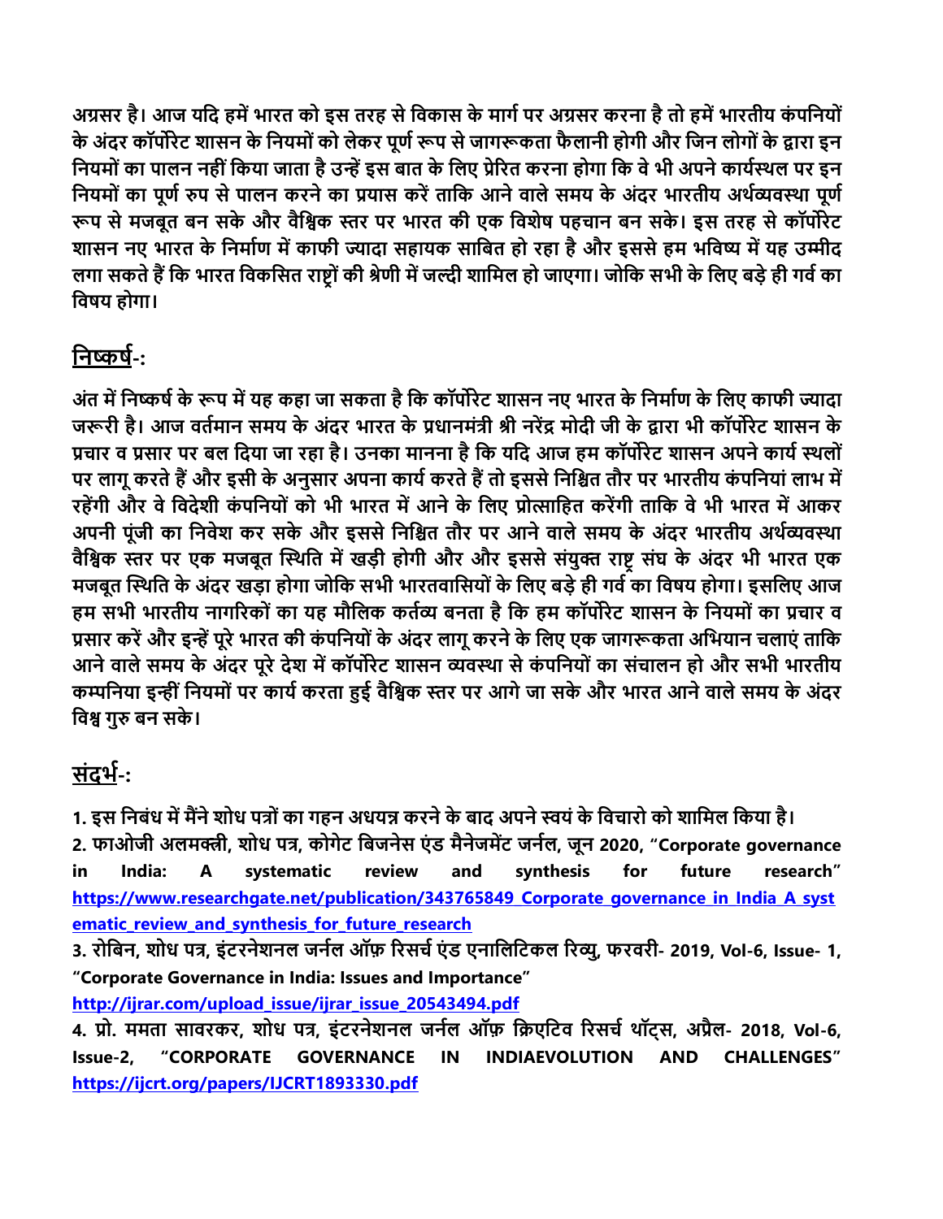अग्रसर है। आज यदि हमें भारत को इस तरह से विकास के मार्ग पर अग्रसर करना है तो हमें भारतीय कंपनियों के अंदर कॉर्पोरेट शासन के नियमों को लेकर पूर्ण रूप से जागरूकता फैलानी होगी और जिन लोगों के द्वारा इन नियमों का पालन नहीं किया जाता है उन्हें इस बात के लिए प्रेरित करना होगा कि वे भी अपने कार्यस्थल पर इन नियमों का पूर्ण रुप से पालन करने का प्रयास करें ताकि आने वाले समय के अंदर भारतीय अर्थव्यवस्था पूर्ण रूप से मजबूत बन सके और वैश्विक स्तर पर भारत की एक विशेष पहचान बन सके। इस तरह से कॉर्पोरेट शासन नए भारत के निर्माण में काफी ज्यादा सहायक साबित हो रहा है और इससे हम भविष्य में यह उम्मीद लगा सकते हैं कि भारत विकसित राष्ट्रों की श्रेणी में जल्दी शामिल हो जाएगा। जोकि सभी के लिए बड़े ही गर्व का विषय होगा।

## निष्कर्ष-:

अंत में निष्कर्ष के रूप में यह कहा जा सकता है कि कॉर्पोरेट शासन नए भारत के निर्माण के लिए काफी ज्यादा जरूरी है। आज वर्तमान समय के अंदर भारत के प्रधानमंत्री श्री नरेंद्र मोदी जी के द्वारा भी कॉर्पोरेट शासन के प्रचार व प्रसार पर बल दिया जा रहा है। उनका मानना है कि यदि आज हम कॉर्पोरेट शासन अपने कार्य स्थलों पर लागू करते हैं और इसी के अनुसार अपना कार्य करते हैं तो इससे निश्चित तौर पर भारतीय कंपनियां लाभ में रहेंगी और वे विदेशी कंपनियों को भी भारत में आने के लिए प्रोत्साहित करेंगी ताकि वे भी भारत में आकर अपनी पूंजी का निवेश कर सके और इससे निश्चित तौर पर आने वाले समय के अंदर भारतीय अर्थव्यवस्था वैश्विक स्तर पर एक मजबूत स्थिति में खड़ी होगी और और इससे संयुक्त राष्ट्र संघ के अंदर भी भारत एक मजबूत स्थिति के अंदर खड़ा होगा जोकि सभी भारतवासियों के लिए बड़े ही गर्व का विषय होगा। इसलिए आज हम सभी भारतीय नागरिकों का यह मौलिक कर्तव्य बनता है कि हम कॉर्पोरेट शासन के नियमों का प्रचार व प्रसार करें और इन्हें पूरे भारत की कंपनियों के अंदर लागू करने के लिए एक जागरूकता अभियान चलाएं ताकि आने वाले समय के अंदर पूरे देश में कॉर्पोरेट शासन व्यवस्था से कंपनियों का संचालन हो और सभी भारतीय कम्पनिया इन्हीं नियमों पर कार्य करता हुई वैश्विक स्तर पर आगे जा सके और भारत आने वाले समय के अंदर विश्व गुरु बन सके।

## संदर्भ-:

1. इस निबंध में मैंने शोध पत्रों का गहन अधयन्न करने के बाद अपने स्वयं के विचारो को शामिल किया है।
2. फाओजी अलमक्ती, शोध पत्र, कोगेट बिजनेस एंड मैनेजमेंट जर्नल, जून 2020, "Corporate governance in India: A systematic review and synthesis for future research" https://www.researchgate.net/publication/343765849_Corporate_governance_in_India_A_systematic_review_and_synthesis_for_future_research
3. रोबिन, शोध पत्र, इंटरनेशनल जर्नल ऑफ़ रिसर्च एंड एनालिटिकल रिव्यु, फरवरी- 2019, Vol-6, Issue- 1, "Corporate Governance in India: Issues and Importance" http://ijrar.com/upload_issue/ijrar_issue_20543494.pdf
4. प्रो. ममता सावरकर, शोध पत्र, इंटरनेशनल जर्नल ऑफ़ क्रिएटिव रिसर्च थॉट्स, अप्रैल- 2018, Vol-6, Issue-2, "CORPORATE GOVERNANCE IN INDIAEVOLUTION AND CHALLENGES" https://ijcrt.org/papers/IJCRT1893330.pdf